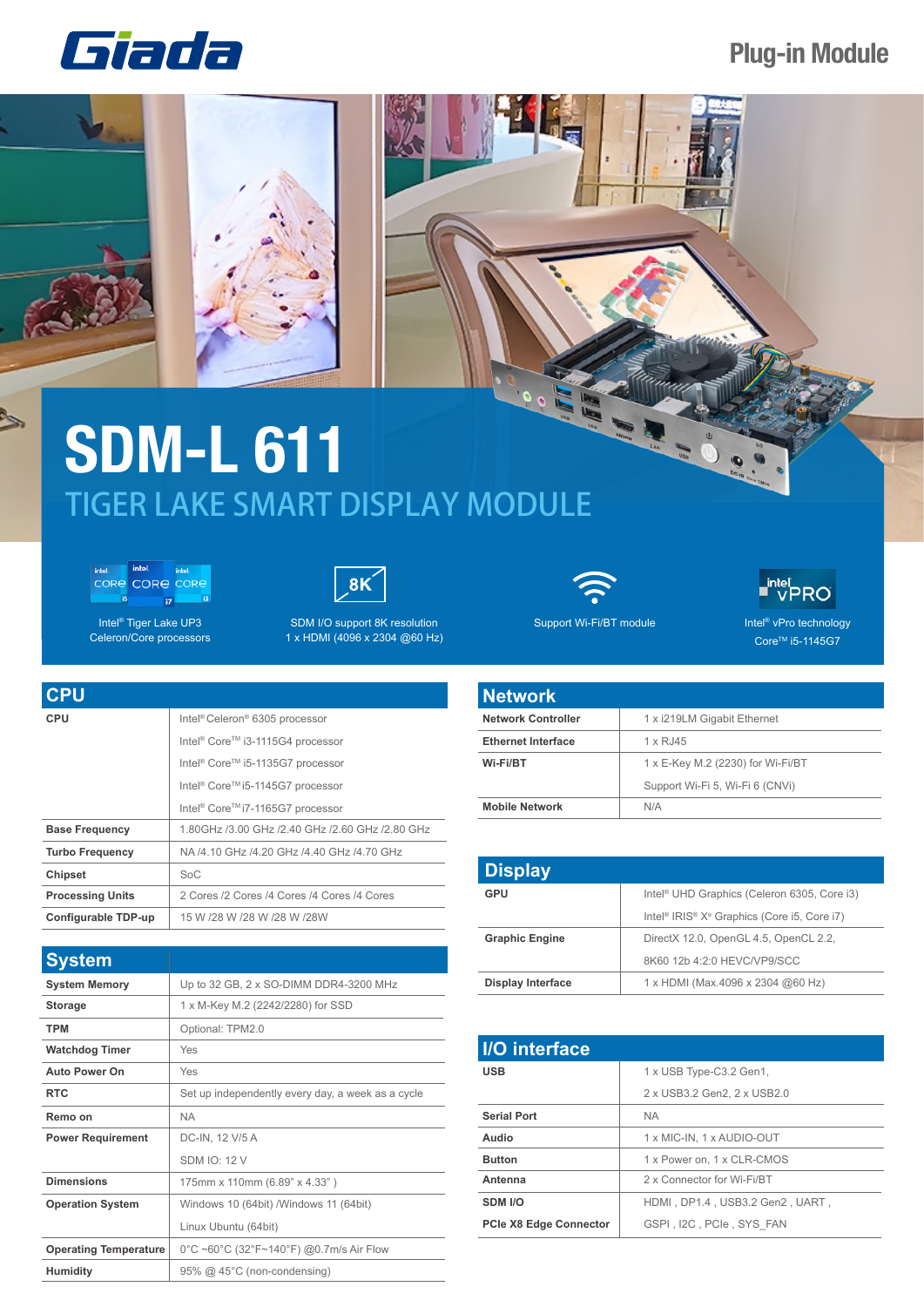Giada

Plug-in Module

# SDM-L 611

## TIGER LAKE SMART DISPLAY MODULE

Intel® Tiger Lake UP3 Celeron/Core processors

SDM I/O support 8K resolution 1 x HDMI (4096 x 2304 @60 Hz)

Support Wi-Fi/BT module

Intel® vPro technology Core™ i5-1145G7

## CPU

| CPU | |
|---|---|
| CPU | Intel® Celeron® 6305 processor<br>Intel® Core™ i3-1115G4 processor<br>Intel® Core™ i5-1135G7 processor<br>Intel® Core™ i5-1145G7 processor<br>Intel® Core™ i7-1165G7 processor |
| Base Frequency | 1.80GHz /3.00 GHz /2.40 GHz /2.60 GHz /2.80 GHz |
| Turbo Frequency | NA /4.10 GHz /4.20 GHz /4.40 GHz /4.70 GHz |
| Chipset | SoC |
| Processing Units | 2 Cores /2 Cores /4 Cores /4 Cores /4 Cores |
| Configurable TDP-up | 15 W /28 W /28 W /28 W /28W |

## System

| System | |
|---|---|
| System Memory | Up to 32 GB, 2 x SO-DIMM DDR4-3200 MHz |
| Storage | 1 x M-Key M.2 (2242/2280) for SSD |
| TPM | Optional: TPM2.0 |
| Watchdog Timer | Yes |
| Auto Power On | Yes |
| RTC | Set up independently every day, a week as a cycle |
| Remo on | NA |
| Power Requirement | DC-IN, 12 V/5 A<br>SDM IO: 12 V |
| Dimensions | 175mm x 110mm (6.89" x 4.33" ) |
| Operation System | Windows 10 (64bit) /Windows 11 (64bit)<br>Linux Ubuntu (64bit) |
| Operating Temperature | 0°C ~60°C (32°F~140°F) @0.7m/s Air Flow |
| Humidity | 95% @ 45°C (non-condensing) |

## Network

| Network | |
|---|---|
| Network Controller | 1 x i219LM Gigabit Ethernet |
| Ethernet Interface | 1 x RJ45 |
| Wi-Fi/BT | 1 x E-Key M.2 (2230) for Wi-Fi/BT<br>Support Wi-Fi 5, Wi-Fi 6 (CNVi) |
| Mobile Network | N/A |

## Display

| Display | |
|---|---|
| GPU | Intel® UHD Graphics (Celeron 6305, Core i3)<br>Intel® IRIS® Xe Graphics (Core i5, Core i7) |
| Graphic Engine | DirectX 12.0, OpenGL 4.5, OpenCL 2.2,<br>8K60 12b 4:2:0 HEVC/VP9/SCC |
| Display Interface | 1 x HDMI (Max.4096 x 2304 @60 Hz) |

## I/O interface

| I/O interface | |
|---|---|
| USB | 1 x USB Type-C3.2 Gen1,<br>2 x USB3.2 Gen2, 2 x USB2.0 |
| Serial Port | NA |
| Audio | 1 x MIC-IN, 1 x AUDIO-OUT |
| Button | 1 x Power on, 1 x CLR-CMOS |
| Antenna | 2 x Connector for Wi-Fi/BT |
| SDM I/O<br>PCIe X8 Edge Connector | HDMI , DP1.4 , USB3.2 Gen2 , UART ,<br>GSPI , I2C , PCIe , SYS_FAN |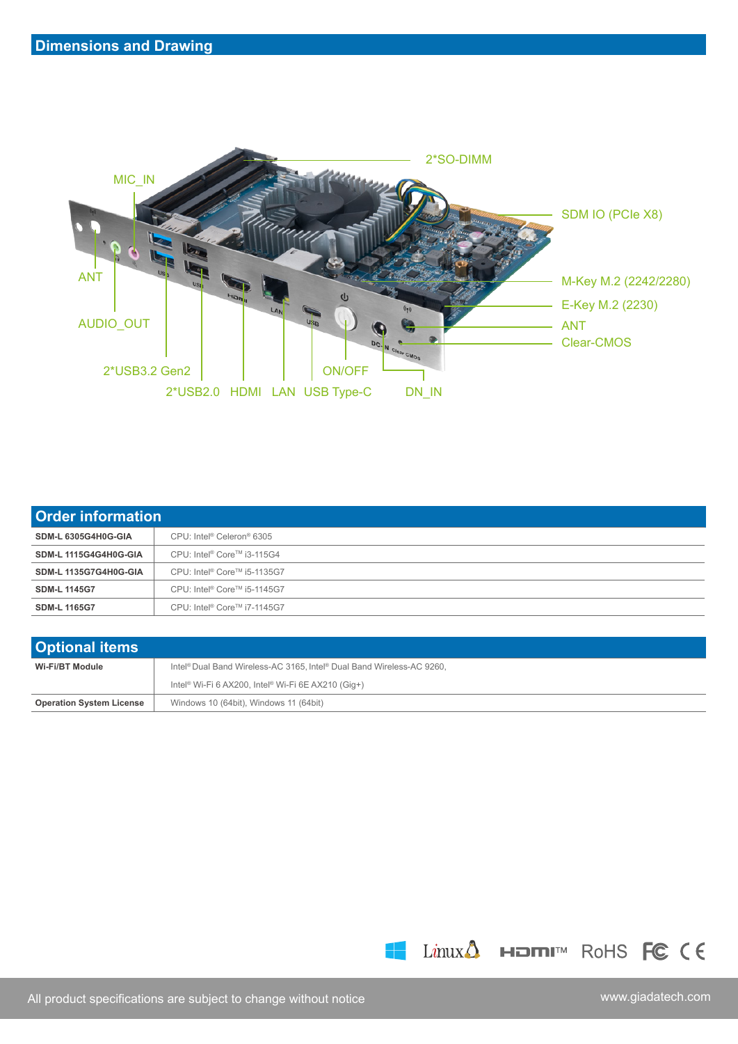## Dimensions and Drawing

2*SO-DIMM

MIC_IN

SDM IO (PCIe X8)

ANT

M-Key M.2 (2242/2280)

E-Key M.2 (2230)

AUDIO_OUT

ANT

Clear-CMOS

2*USB3.2 Gen2

ON/OFF

2*USB2.0 HDMI LAN USB Type-C DN_IN

## Order information

| | |
|---|---|
| **SDM-L 6305G4H0G-GIA** | CPU: Intel® Celeron® 6305 |
| **SDM-L 1115G4G4H0G-GIA** | CPU: Intel® Core™ i3-115G4 |
| **SDM-L 1135G7G4H0G-GIA** | CPU: Intel® Core™ i5-1135G7 |
| **SDM-L 1145G7** | CPU: Intel® Core™ i5-1145G7 |
| **SDM-L 1165G7** | CPU: Intel® Core™ i7-1145G7 |

## Optional items

| | |
|---|---|
| **Wi-Fi/BT Module** | Intel® Dual Band Wireless-AC 3165, Intel® Dual Band Wireless-AC 9260, Intel® Wi-Fi 6 AX200, Intel® Wi-Fi 6E AX210 (Gig+) |
| **Operation System License** | Windows 10 (64bit), Windows 11 (64bit) |

Linux HDMI™ RoHS FC CE

All product specifications are subject to change without notice

www.giadatech.com